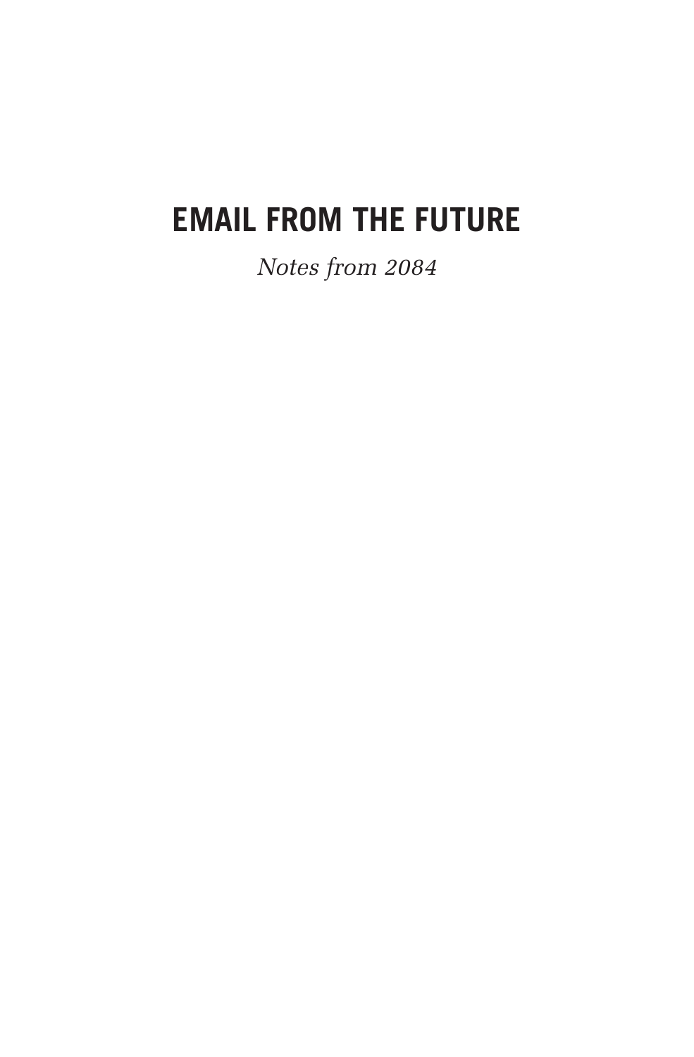# EMAIL FROM THE FUTURE

*Notes from 2084*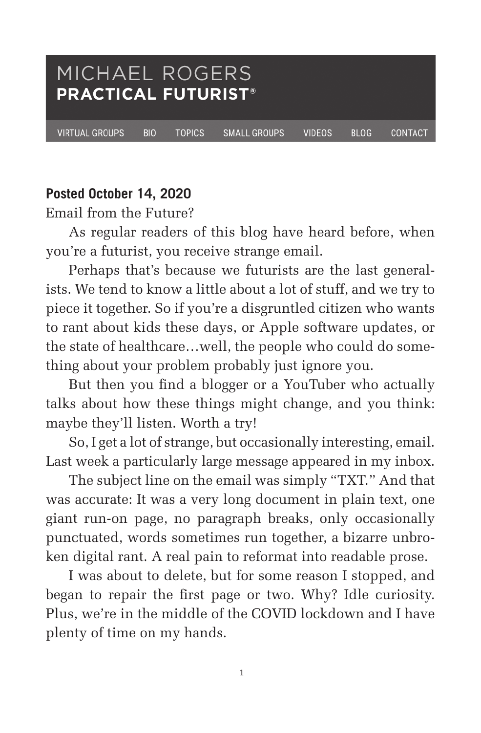# MICHAEL ROGERS
## PRACTICAL FUTURIST®

VIRTUAL GROUPS BIO TOPICS SMALL GROUPS VIDEOS BLOG CONTACT

**Posted October 14, 2020**

Email from the Future?

As regular readers of this blog have heard before, when you're a futurist, you receive strange email.

Perhaps that's because we futurists are the last generalists. We tend to know a little about a lot of stuff, and we try to piece it together. So if you're a disgruntled citizen who wants to rant about kids these days, or Apple software updates, or the state of healthcare…well, the people who could do something about your problem probably just ignore you.

But then you find a blogger or a YouTuber who actually talks about how these things might change, and you think: maybe they'll listen. Worth a try!

So, I get a lot of strange, but occasionally interesting, email. Last week a particularly large message appeared in my inbox.

The subject line on the email was simply "TXT." And that was accurate: It was a very long document in plain text, one giant run-on page, no paragraph breaks, only occasionally punctuated, words sometimes run together, a bizarre unbroken digital rant. A real pain to reformat into readable prose.

I was about to delete, but for some reason I stopped, and began to repair the first page or two. Why? Idle curiosity. Plus, we're in the middle of the COVID lockdown and I have plenty of time on my hands.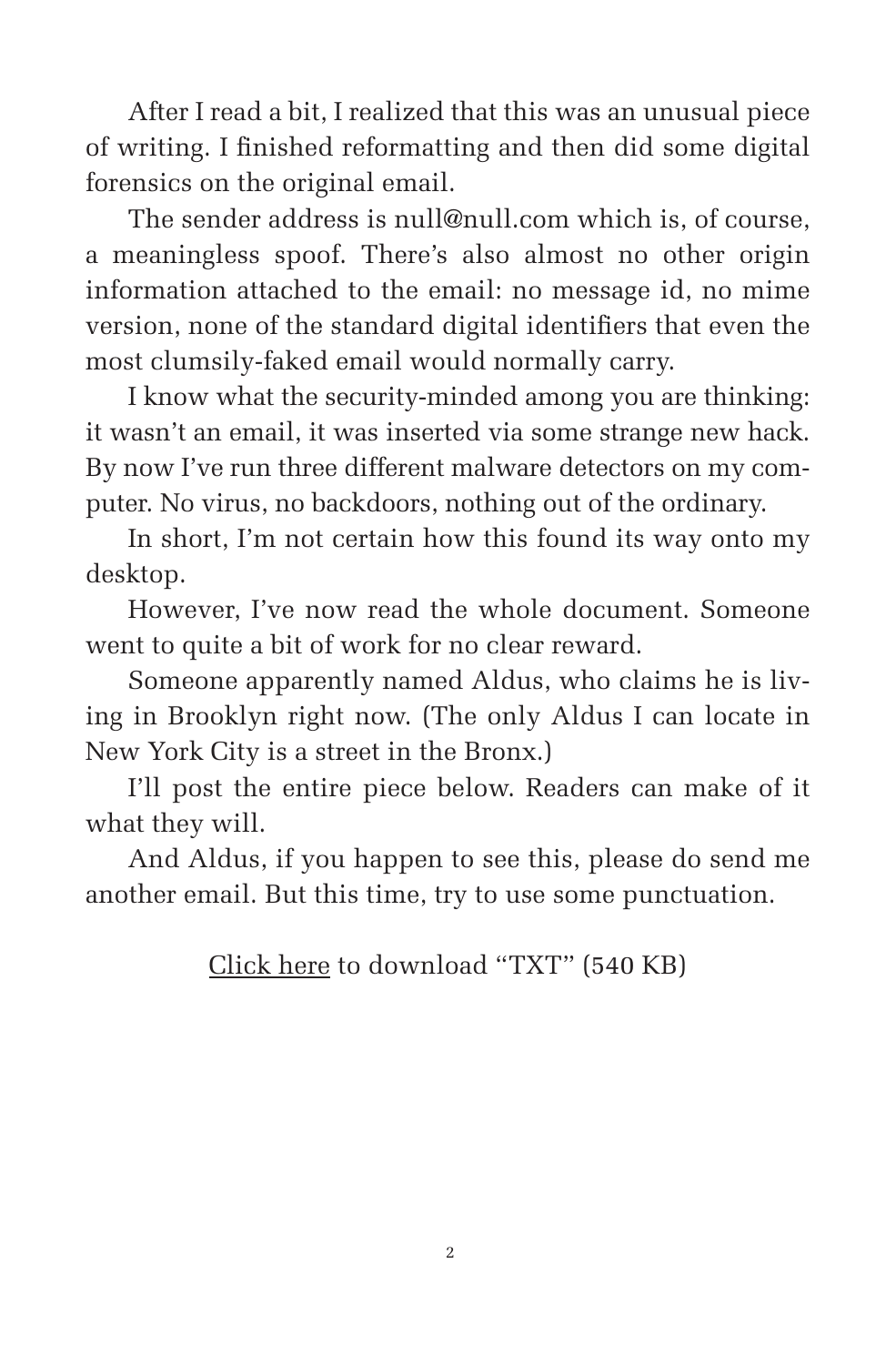After I read a bit, I realized that this was an unusual piece of writing. I finished reformatting and then did some digital forensics on the original email.

The sender address is null@null.com which is, of course, a meaningless spoof. There's also almost no other origin information attached to the email: no message id, no mime version, none of the standard digital identifiers that even the most clumsily-faked email would normally carry.

I know what the security-minded among you are thinking: it wasn't an email, it was inserted via some strange new hack. By now I've run three different malware detectors on my computer. No virus, no backdoors, nothing out of the ordinary.

In short, I'm not certain how this found its way onto my desktop.

However, I've now read the whole document. Someone went to quite a bit of work for no clear reward.

Someone apparently named Aldus, who claims he is living in Brooklyn right now. (The only Aldus I can locate in New York City is a street in the Bronx.)

I'll post the entire piece below. Readers can make of it what they will.

And Aldus, if you happen to see this, please do send me another email. But this time, try to use some punctuation.

Click here to download "TXT" (540 KB)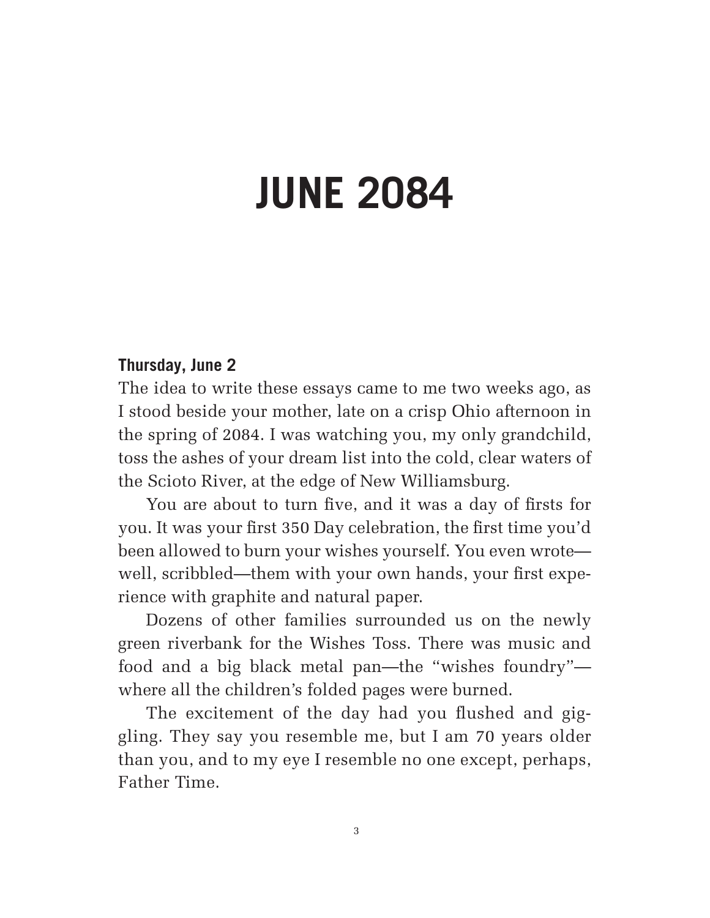# JUNE 2084

### Thursday, June 2

The idea to write these essays came to me two weeks ago, as I stood beside your mother, late on a crisp Ohio afternoon in the spring of 2084. I was watching you, my only grandchild, toss the ashes of your dream list into the cold, clear waters of the Scioto River, at the edge of New Williamsburg.

You are about to turn five, and it was a day of firsts for you. It was your first 350 Day celebration, the first time you'd been allowed to burn your wishes yourself. You even wrote—well, scribbled—them with your own hands, your first experience with graphite and natural paper.

Dozens of other families surrounded us on the newly green riverbank for the Wishes Toss. There was music and food and a big black metal pan—the "wishes foundry"—where all the children's folded pages were burned.

The excitement of the day had you flushed and giggling. They say you resemble me, but I am 70 years older than you, and to my eye I resemble no one except, perhaps, Father Time.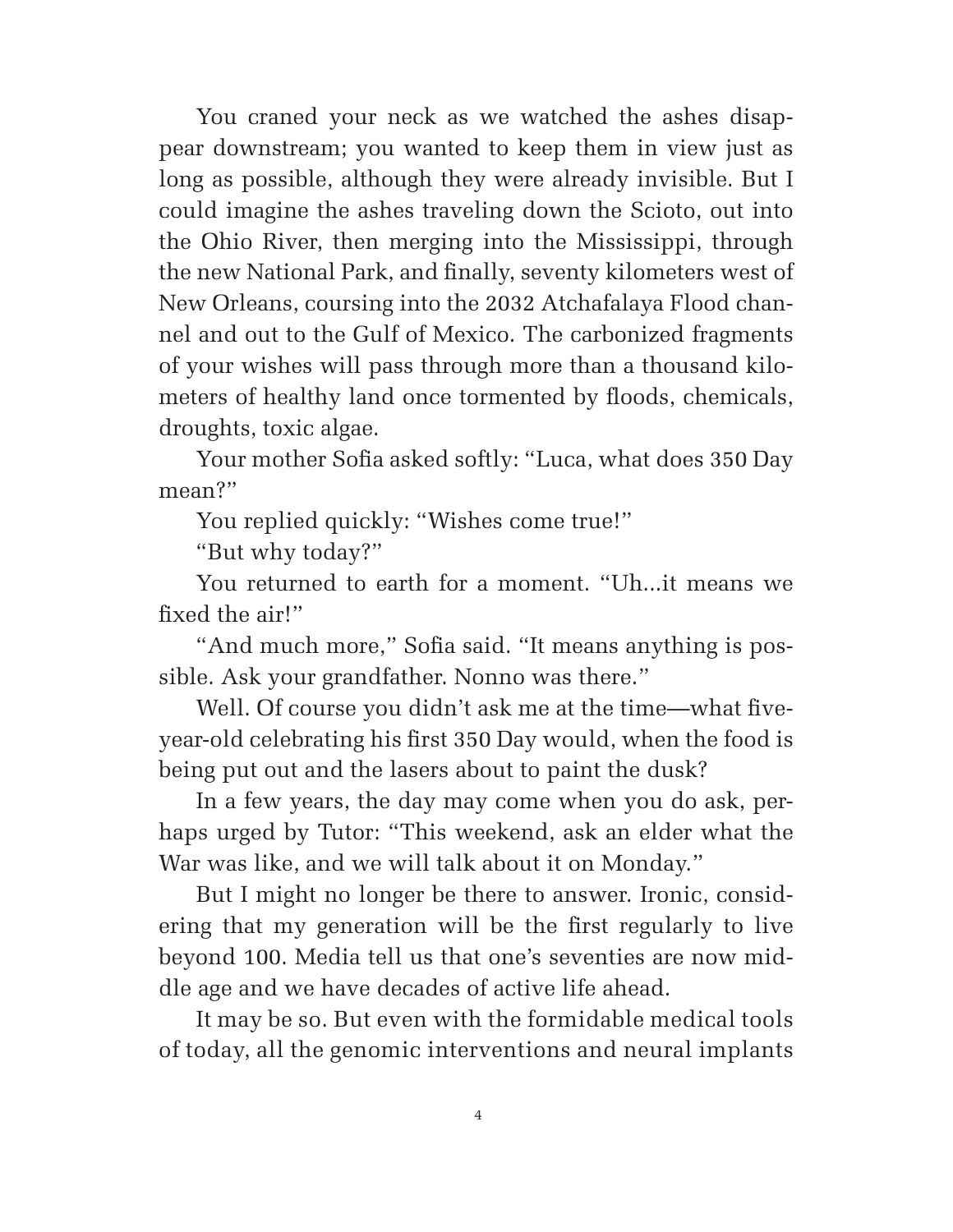You craned your neck as we watched the ashes disappear downstream; you wanted to keep them in view just as long as possible, although they were already invisible. But I could imagine the ashes traveling down the Scioto, out into the Ohio River, then merging into the Mississippi, through the new National Park, and finally, seventy kilometers west of New Orleans, coursing into the 2032 Atchafalaya Flood channel and out to the Gulf of Mexico. The carbonized fragments of your wishes will pass through more than a thousand kilometers of healthy land once tormented by floods, chemicals, droughts, toxic algae.

Your mother Sofia asked softly: "Luca, what does 350 Day mean?"

You replied quickly: "Wishes come true!"

"But why today?"

You returned to earth for a moment. "Uh...it means we fixed the air!"

"And much more," Sofia said. "It means anything is possible. Ask your grandfather. Nonno was there."

Well. Of course you didn't ask me at the time—what five-year-old celebrating his first 350 Day would, when the food is being put out and the lasers about to paint the dusk?

In a few years, the day may come when you do ask, perhaps urged by Tutor: "This weekend, ask an elder what the War was like, and we will talk about it on Monday."

But I might no longer be there to answer. Ironic, considering that my generation will be the first regularly to live beyond 100. Media tell us that one's seventies are now middle age and we have decades of active life ahead.

It may be so. But even with the formidable medical tools of today, all the genomic interventions and neural implants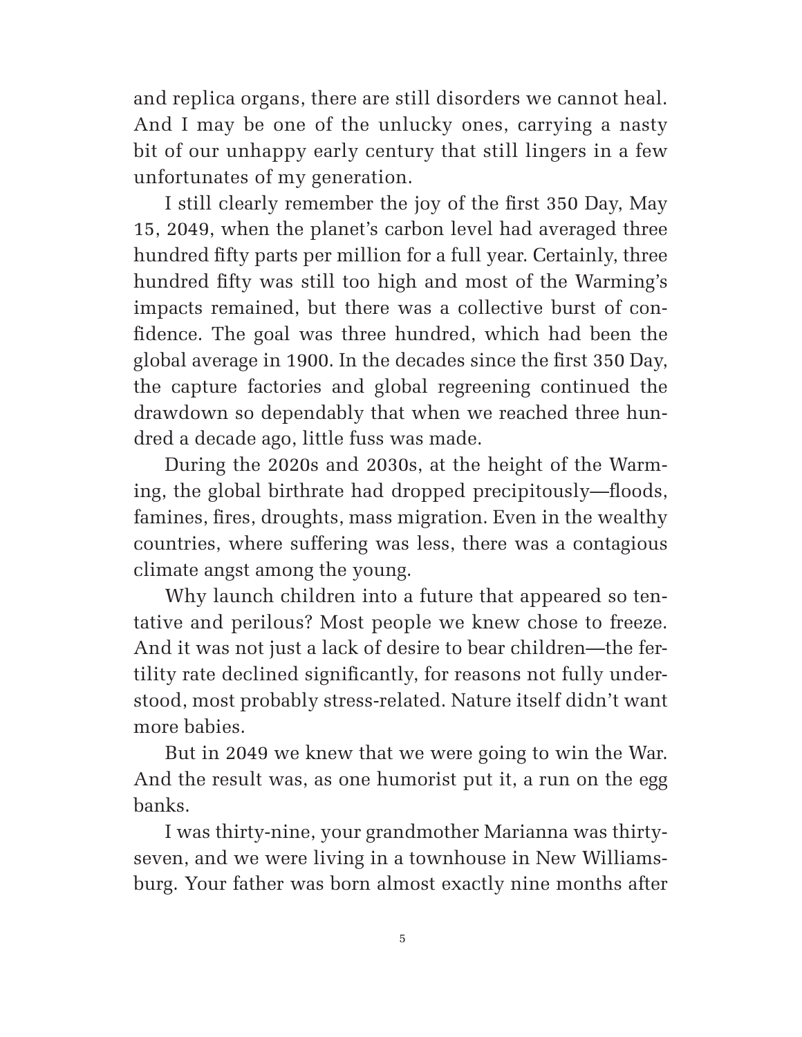and replica organs, there are still disorders we cannot heal. And I may be one of the unlucky ones, carrying a nasty bit of our unhappy early century that still lingers in a few unfortunates of my generation.

I still clearly remember the joy of the first 350 Day, May 15, 2049, when the planet's carbon level had averaged three hundred fifty parts per million for a full year. Certainly, three hundred fifty was still too high and most of the Warming's impacts remained, but there was a collective burst of confidence. The goal was three hundred, which had been the global average in 1900. In the decades since the first 350 Day, the capture factories and global regreening continued the drawdown so dependably that when we reached three hundred a decade ago, little fuss was made.

During the 2020s and 2030s, at the height of the Warming, the global birthrate had dropped precipitously—floods, famines, fires, droughts, mass migration. Even in the wealthy countries, where suffering was less, there was a contagious climate angst among the young.

Why launch children into a future that appeared so tentative and perilous? Most people we knew chose to freeze. And it was not just a lack of desire to bear children—the fertility rate declined significantly, for reasons not fully understood, most probably stress-related. Nature itself didn't want more babies.

But in 2049 we knew that we were going to win the War. And the result was, as one humorist put it, a run on the egg banks.

I was thirty-nine, your grandmother Marianna was thirty-seven, and we were living in a townhouse in New Williamsburg. Your father was born almost exactly nine months after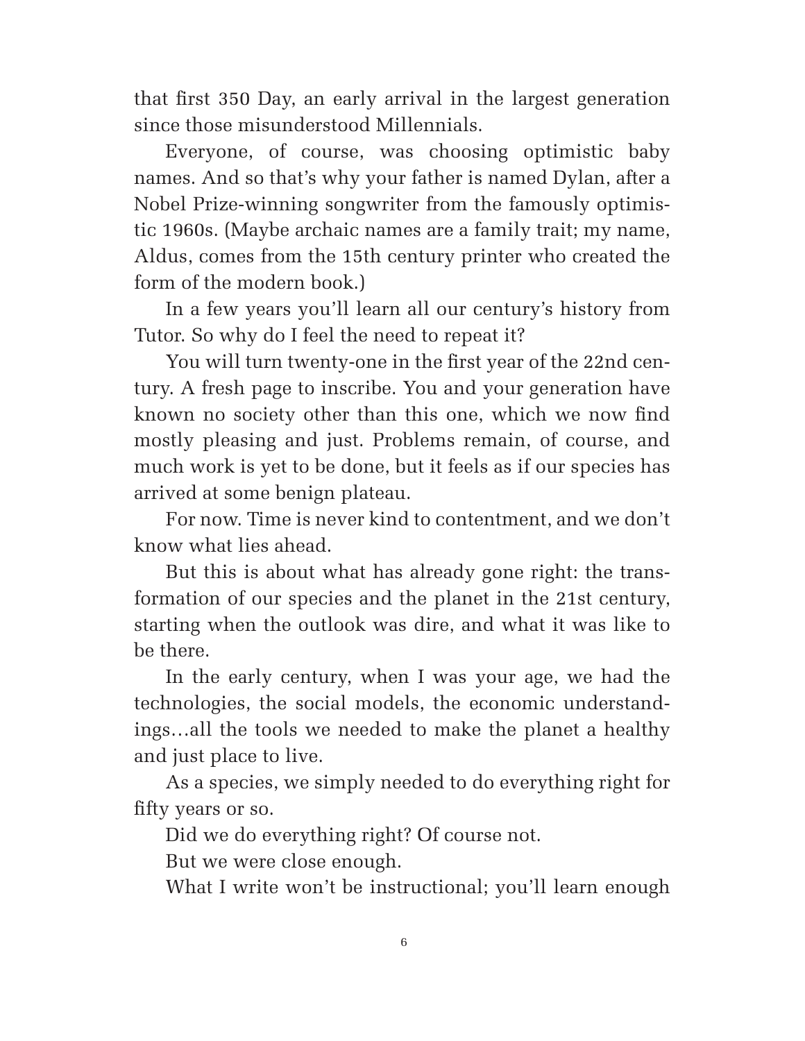that first 350 Day, an early arrival in the largest generation since those misunderstood Millennials.

Everyone, of course, was choosing optimistic baby names. And so that's why your father is named Dylan, after a Nobel Prize-winning songwriter from the famously optimistic 1960s. (Maybe archaic names are a family trait; my name, Aldus, comes from the 15th century printer who created the form of the modern book.)

In a few years you'll learn all our century's history from Tutor. So why do I feel the need to repeat it?

You will turn twenty-one in the first year of the 22nd century. A fresh page to inscribe. You and your generation have known no society other than this one, which we now find mostly pleasing and just. Problems remain, of course, and much work is yet to be done, but it feels as if our species has arrived at some benign plateau.

For now. Time is never kind to contentment, and we don't know what lies ahead.

But this is about what has already gone right: the transformation of our species and the planet in the 21st century, starting when the outlook was dire, and what it was like to be there.

In the early century, when I was your age, we had the technologies, the social models, the economic understandings…all the tools we needed to make the planet a healthy and just place to live.

As a species, we simply needed to do everything right for fifty years or so.

Did we do everything right? Of course not.

But we were close enough.

What I write won't be instructional; you'll learn enough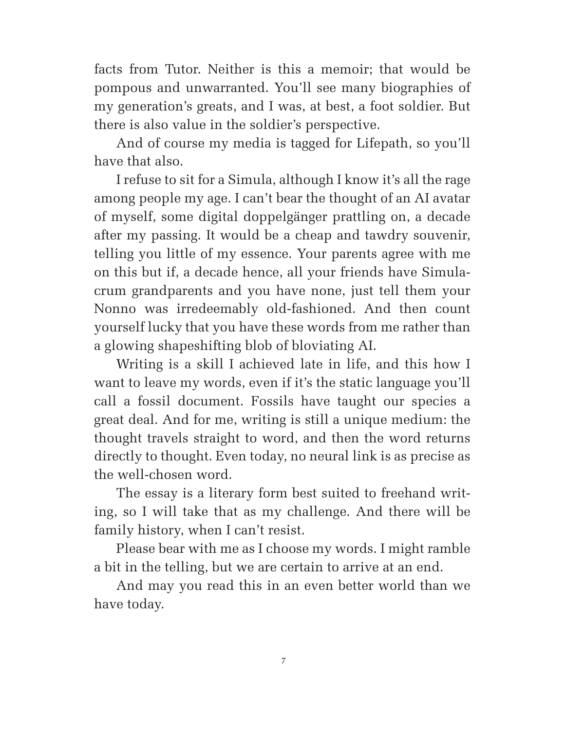facts from Tutor. Neither is this a memoir; that would be pompous and unwarranted. You'll see many biographies of my generation's greats, and I was, at best, a foot soldier. But there is also value in the soldier's perspective.

And of course my media is tagged for Lifepath, so you'll have that also.

I refuse to sit for a Simula, although I know it's all the rage among people my age. I can't bear the thought of an AI avatar of myself, some digital doppelgänger prattling on, a decade after my passing. It would be a cheap and tawdry souvenir, telling you little of my essence. Your parents agree with me on this but if, a decade hence, all your friends have Simulacrum grandparents and you have none, just tell them your Nonno was irredeemably old-fashioned. And then count yourself lucky that you have these words from me rather than a glowing shapeshifting blob of bloviating AI.

Writing is a skill I achieved late in life, and this how I want to leave my words, even if it's the static language you'll call a fossil document. Fossils have taught our species a great deal. And for me, writing is still a unique medium: the thought travels straight to word, and then the word returns directly to thought. Even today, no neural link is as precise as the well-chosen word.

The essay is a literary form best suited to freehand writing, so I will take that as my challenge. And there will be family history, when I can't resist.

Please bear with me as I choose my words. I might ramble a bit in the telling, but we are certain to arrive at an end.

And may you read this in an even better world than we have today.